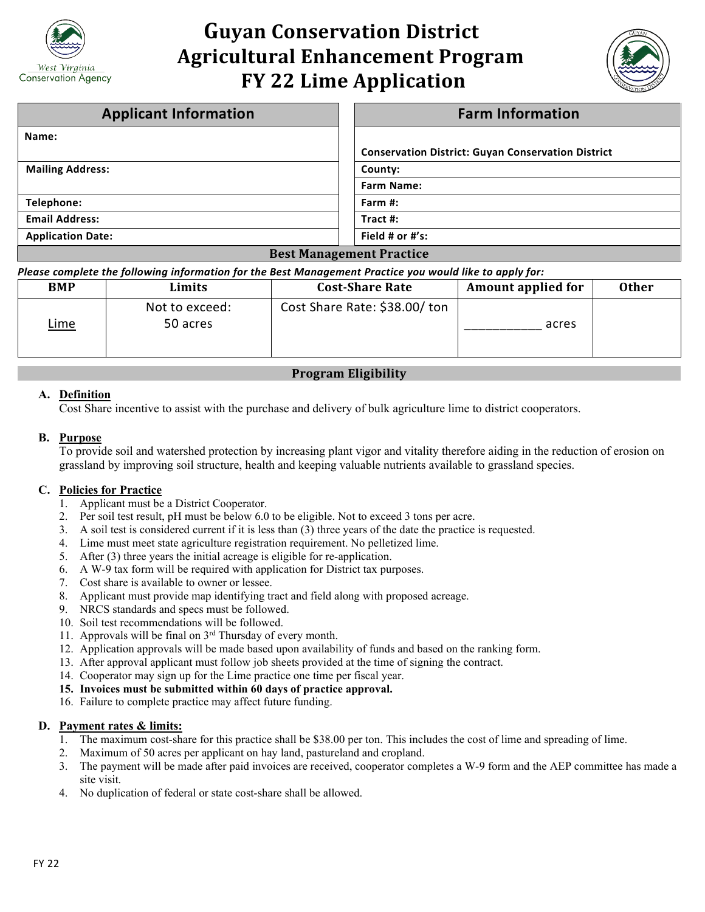# Guyan Conservation District Agricultural Enhancement Program FY 22 Lime Application

| Applicant Information | | Farm Information |
|---|---|---|
| **Name:** | | **Conservation District: Guyan Conservation District** |
| **Mailing Address:** | | **County:** |
| | | **Farm Name:** |
| **Telephone:** | | **Farm #:** |
| **Email Address:** | | **Tract #:** |
| **Application Date:** | | **Field # or #'s:** |

## Best Management Practice

***Please complete the following information for the Best Management Practice you would like to apply for:***

| BMP | Limits | Cost-Share Rate | Amount applied for | Other |
|---|---|---|---|---|
| Lime | Not to exceed: 50 acres | Cost Share Rate: $38.00/ ton | ___________ acres | |

## Program Eligibility

**A. Definition**

Cost Share incentive to assist with the purchase and delivery of bulk agriculture lime to district cooperators.

**B. Purpose**

To provide soil and watershed protection by increasing plant vigor and vitality therefore aiding in the reduction of erosion on grassland by improving soil structure, health and keeping valuable nutrients available to grassland species.

**C. Policies for Practice**

1. Applicant must be a District Cooperator.
2. Per soil test result, pH must be below 6.0 to be eligible. Not to exceed 3 tons per acre.
3. A soil test is considered current if it is less than (3) three years of the date the practice is requested.
4. Lime must meet state agriculture registration requirement. No pelletized lime.
5. After (3) three years the initial acreage is eligible for re-application.
6. A W-9 tax form will be required with application for District tax purposes.
7. Cost share is available to owner or lessee.
8. Applicant must provide map identifying tract and field along with proposed acreage.
9. NRCS standards and specs must be followed.
10. Soil test recommendations will be followed.
11. Approvals will be final on 3rd Thursday of every month.
12. Application approvals will be made based upon availability of funds and based on the ranking form.
13. After approval applicant must follow job sheets provided at the time of signing the contract.
14. Cooperator may sign up for the Lime practice one time per fiscal year.
15. **Invoices must be submitted within 60 days of practice approval.**
16. Failure to complete practice may affect future funding.

**D. Payment rates & limits:**

1. The maximum cost-share for this practice shall be $38.00 per ton. This includes the cost of lime and spreading of lime.
2. Maximum of 50 acres per applicant on hay land, pastureland and cropland.
3. The payment will be made after paid invoices are received, cooperator completes a W-9 form and the AEP committee has made a site visit.
4. No duplication of federal or state cost-share shall be allowed.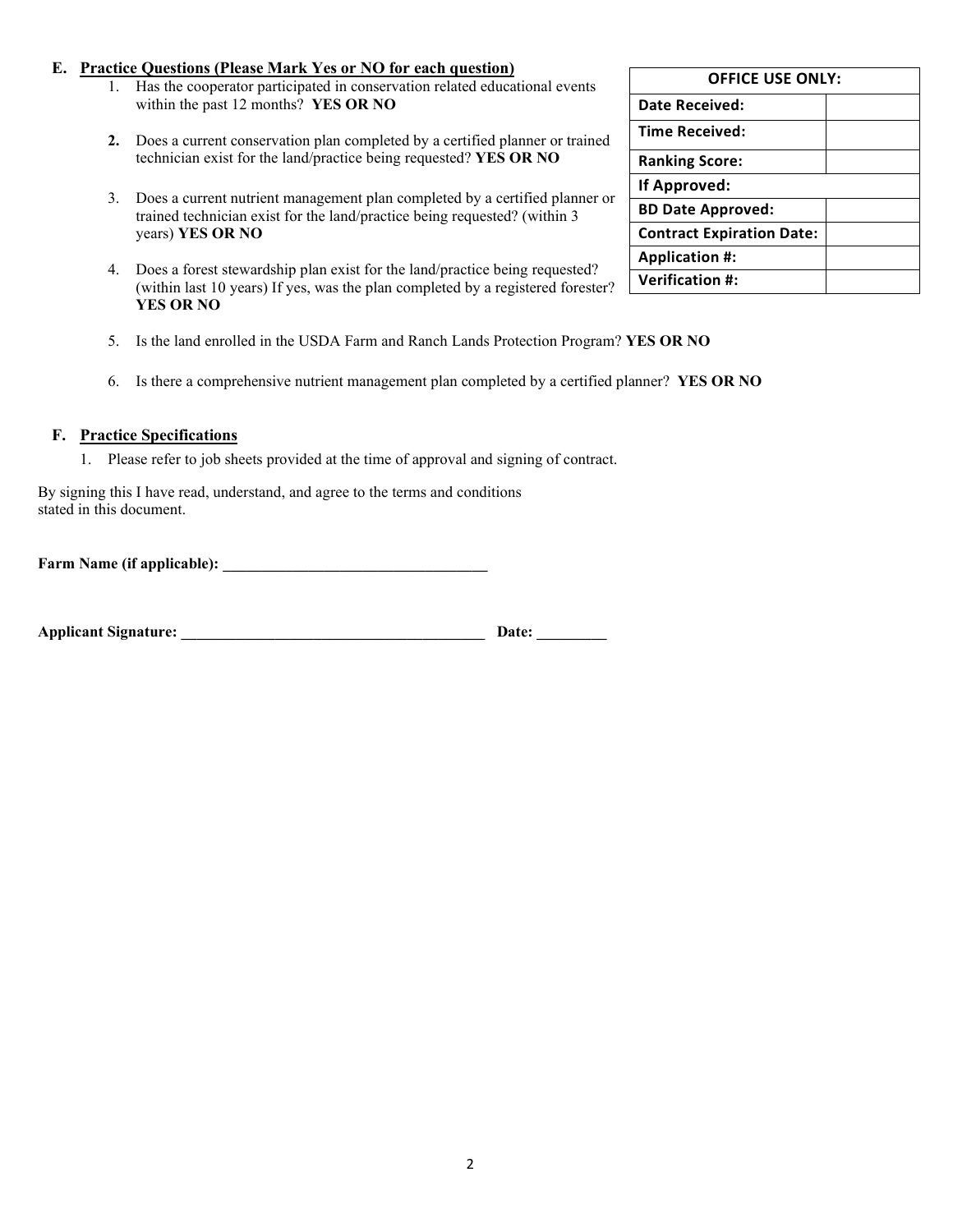**E. Practice Questions (Please Mark Yes or NO for each question)**

1. Has the cooperator participated in conservation related educational events within the past 12 months? **YES OR NO**

2. Does a current conservation plan completed by a certified planner or trained technician exist for the land/practice being requested? **YES OR NO**

3. Does a current nutrient management plan completed by a certified planner or trained technician exist for the land/practice being requested? (within 3 years) **YES OR NO**

4. Does a forest stewardship plan exist for the land/practice being requested? (within last 10 years) If yes, was the plan completed by a registered forester? **YES OR NO**

5. Is the land enrolled in the USDA Farm and Ranch Lands Protection Program? **YES OR NO**

6. Is there a comprehensive nutrient management plan completed by a certified planner? **YES OR NO**

| **OFFICE USE ONLY:** | |
|---|---|
| **Date Received:** | |
| **Time Received:** | |
| **Ranking Score:** | |
| **If Approved:** | |
| **BD Date Approved:** | |
| **Contract Expiration Date:** | |
| **Application #:** | |
| **Verification #:** | |

**F. Practice Specifications**

1. Please refer to job sheets provided at the time of approval and signing of contract.

By signing this I have read, understand, and agree to the terms and conditions stated in this document.

**Farm Name (if applicable): ___________________________________**

**Applicant Signature: ________________________________________ Date: _________**